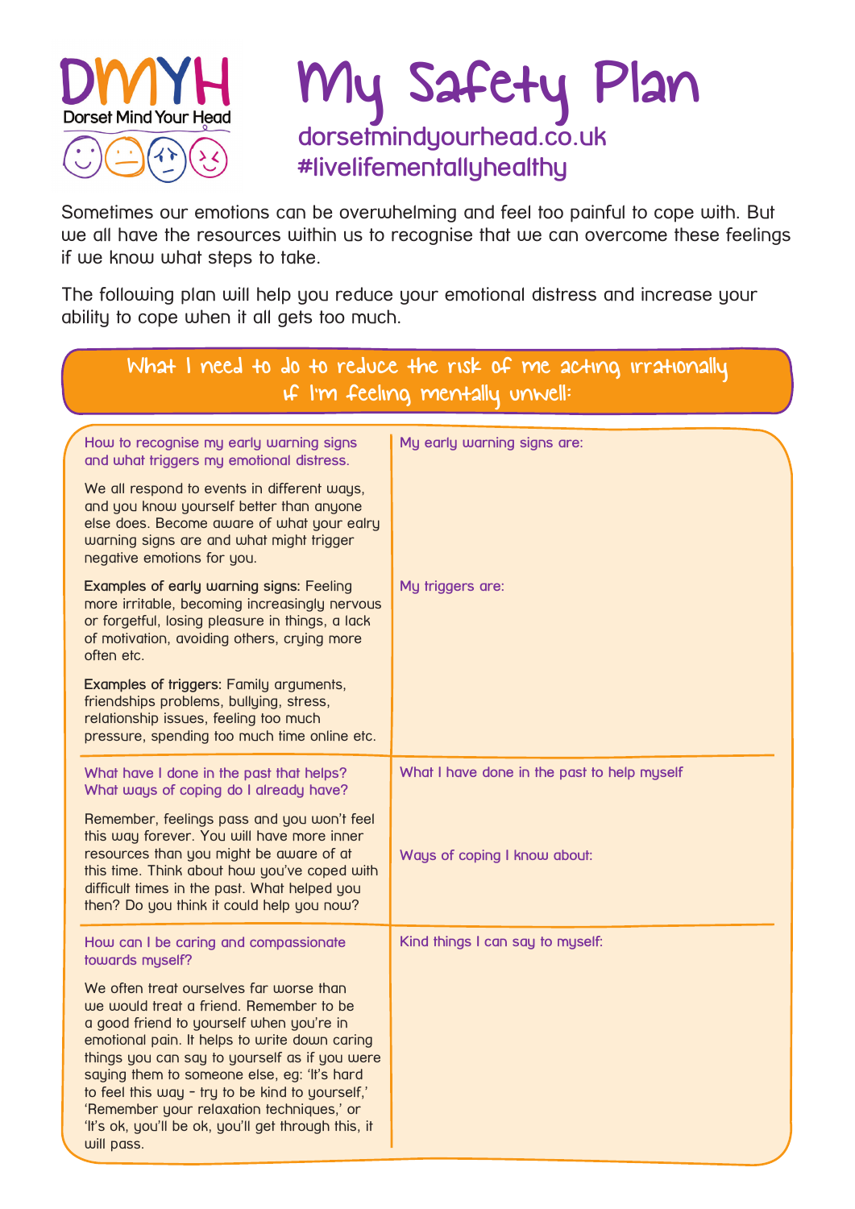DMYH

Dorset Mind Your Head

# My Safety Plan

dorsetmindyourhead.co.uk
#livelifementallyhealthy

Sometimes our emotions can be overwhelming and feel too painful to cope with. But we all have the resources within us to recognise that we can overcome these feelings if we know what steps to take.

The following plan will help you reduce your emotional distress and increase your ability to cope when it all gets too much.

## What I need to do to reduce the risk of me acting irrationally if I'm feeling mentally unwell:

| | |
|---|---|
| How to recognise my early warning signs and what triggers my emotional distress.<br><br>We all respond to events in different ways, and you know yourself better than anyone else does. Become aware of what your ealry warning signs are and what might trigger negative emotions for you.<br><br>**Examples of early warning signs:** Feeling more irritable, becoming increasingly nervous or forgetful, losing pleasure in things, a lack of motivation, avoiding others, crying more often etc.<br><br>**Examples of triggers:** Family arguments, friendships problems, bullying, stress, relationship issues, feeling too much pressure, spending too much time online etc. | My early warning signs are:<br><br>My triggers are: |
| What have I done in the past that helps? What ways of coping do I already have?<br><br>Remember, feelings pass and you won't feel this way forever. You will have more inner resources than you might be aware of at this time. Think about how you've coped with difficult times in the past. What helped you then? Do you think it could help you now? | What I have done in the past to help myself<br><br>Ways of coping I know about: |
| How can I be caring and compassionate towards myself?<br><br>We often treat ourselves far worse than we would treat a friend. Remember to be a good friend to yourself when you're in emotional pain. It helps to write down caring things you can say to yourself as if you were saying them to someone else, eg: 'It's hard to feel this way - try to be kind to yourself,' 'Remember your relaxation techniques,' or 'It's ok, you'll be ok, you'll get through this, it will pass. | Kind things I can say to myself: |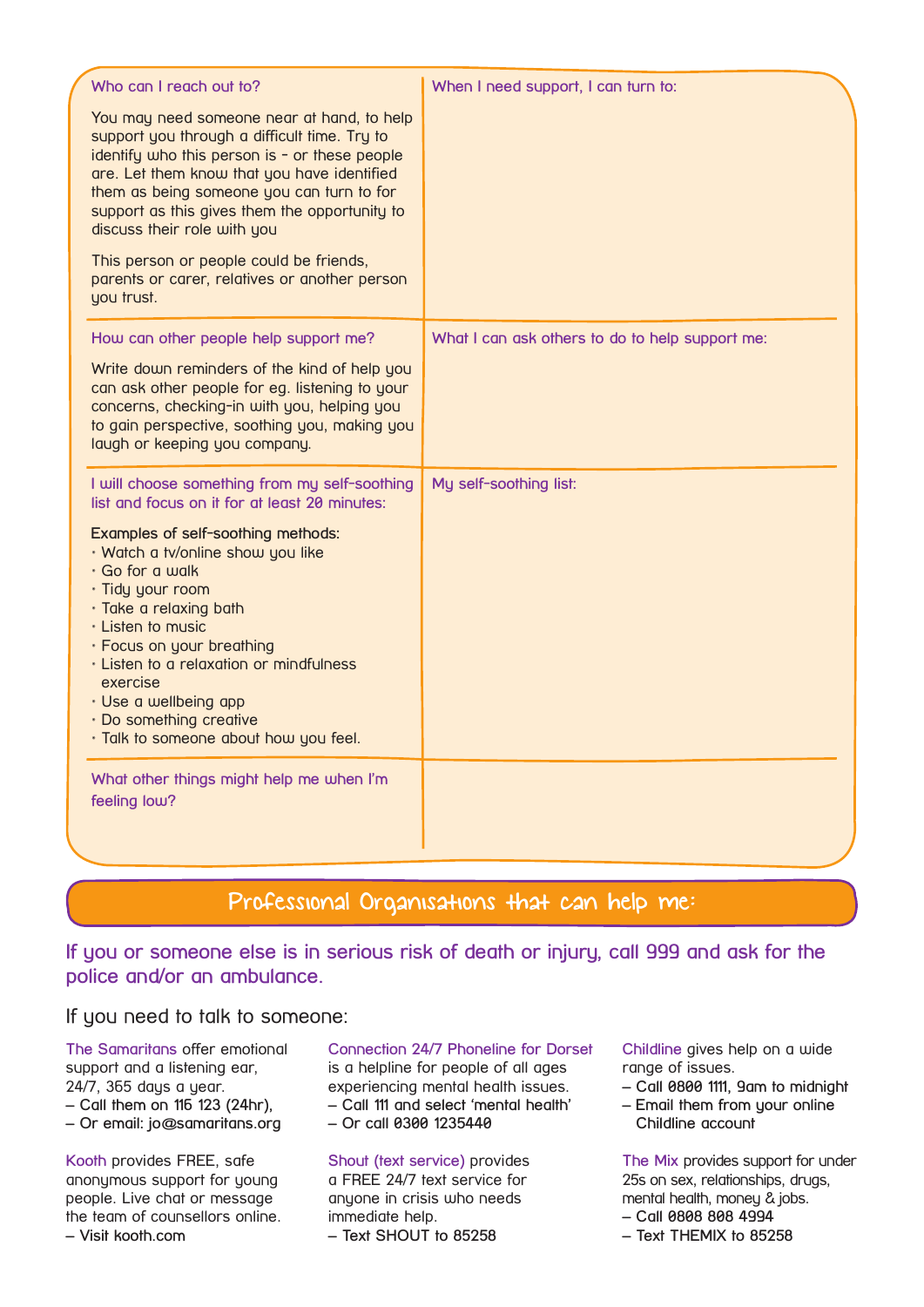| | |
|---|---|
| **Who can I reach out to?**<br><br>You may need someone near at hand, to help support you through a difficult time. Try to identify who this person is - or these people are. Let them know that you have identified them as being someone you can turn to for support as this gives them the opportunity to discuss their role with you<br><br>This person or people could be friends, parents or carer, relatives or another person you trust. | **When I need support, I can turn to:** |
| **How can other people help support me?**<br><br>Write down reminders of the kind of help you can ask other people for eg. listening to your concerns, checking-in with you, helping you to gain perspective, soothing you, making you laugh or keeping you company. | **What I can ask others to do to help support me:** |
| **I will choose something from my self-soothing list and focus on it for at least 20 minutes:**<br><br>Examples of self-soothing methods:<br>• Watch a tv/online show you like<br>• Go for a walk<br>• Tidy your room<br>• Take a relaxing bath<br>• Listen to music<br>• Focus on your breathing<br>• Listen to a relaxation or mindfulness exercise<br>• Use a wellbeing app<br>• Do something creative<br>• Talk to someone about how you feel. | **My self-soothing list:** |
| **What other things might help me when I'm feeling low?** | |

## Professional Organisations that can help me:

**If you or someone else is in serious risk of death or injury, call 999 and ask for the police and/or an ambulance.**

If you need to talk to someone:

**The Samaritans** offer emotional support and a listening ear, 24/7, 365 days a year.
– Call them on 116 123 (24hr),
– Or email: jo@samaritans.org

**Kooth** provides FREE, safe anonymous support for young people. Live chat or message the team of counsellors online.
– Visit kooth.com

**Connection 24/7 Phoneline for Dorset** is a helpline for people of all ages experiencing mental health issues.
– Call 111 and select 'mental health'
– Or call 0300 1235440

**Shout (text service)** provides a FREE 24/7 text service for anyone in crisis who needs immediate help.
– Text SHOUT to 85258

**Childline** gives help on a wide range of issues.
– Call 0800 1111, 9am to midnight
– Email them from your online Childline account

**The Mix** provides support for under 25s on sex, relationships, drugs, mental health, money & jobs.
– Call 0808 808 4994
– Text THEMIX to 85258